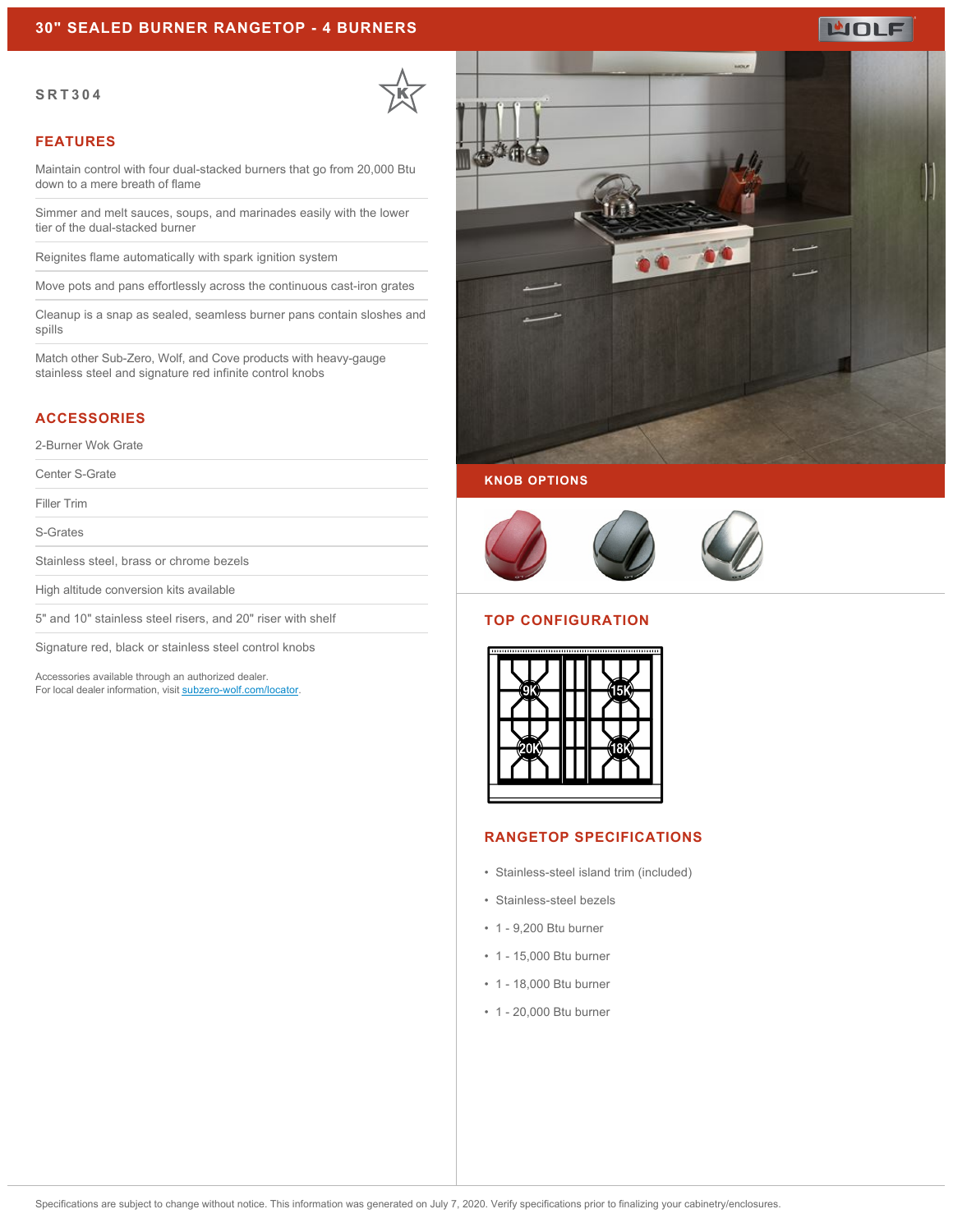# 30" SEALED BURNER RANGETOP - 4 BURNERS

**SRT304**

## FEATURES

- Maintain control with four dual-stacked burners that go from 20,000 Btu down to a mere breath of flame
- Simmer and melt sauces, soups, and marinades easily with the lower tier of the dual-stacked burner
- Reignites flame automatically with spark ignition system
- Move pots and pans effortlessly across the continuous cast-iron grates
- Cleanup is a snap as sealed, seamless burner pans contain sloshes and spills
- Match other Sub-Zero, Wolf, and Cove products with heavy-gauge stainless steel and signature red infinite control knobs

## ACCESSORIES

- 2-Burner Wok Grate
- Center S-Grate
- Filler Trim
- S-Grates
- Stainless steel, brass or chrome bezels
- High altitude conversion kits available
- 5" and 10" stainless steel risers, and 20" riser with shelf
- Signature red, black or stainless steel control knobs

Accessories available through an authorized dealer.
For local dealer information, visit subzero-wolf.com/locator.

## KNOB OPTIONS

## TOP CONFIGURATION

9K, 15K, 20K, 18K

## RANGETOP SPECIFICATIONS

- Stainless-steel island trim (included)
- Stainless-steel bezels
- 1 - 9,200 Btu burner
- 1 - 15,000 Btu burner
- 1 - 18,000 Btu burner
- 1 - 20,000 Btu burner

Specifications are subject to change without notice. This information was generated on July 7, 2020. Verify specifications prior to finalizing your cabinetry/enclosures.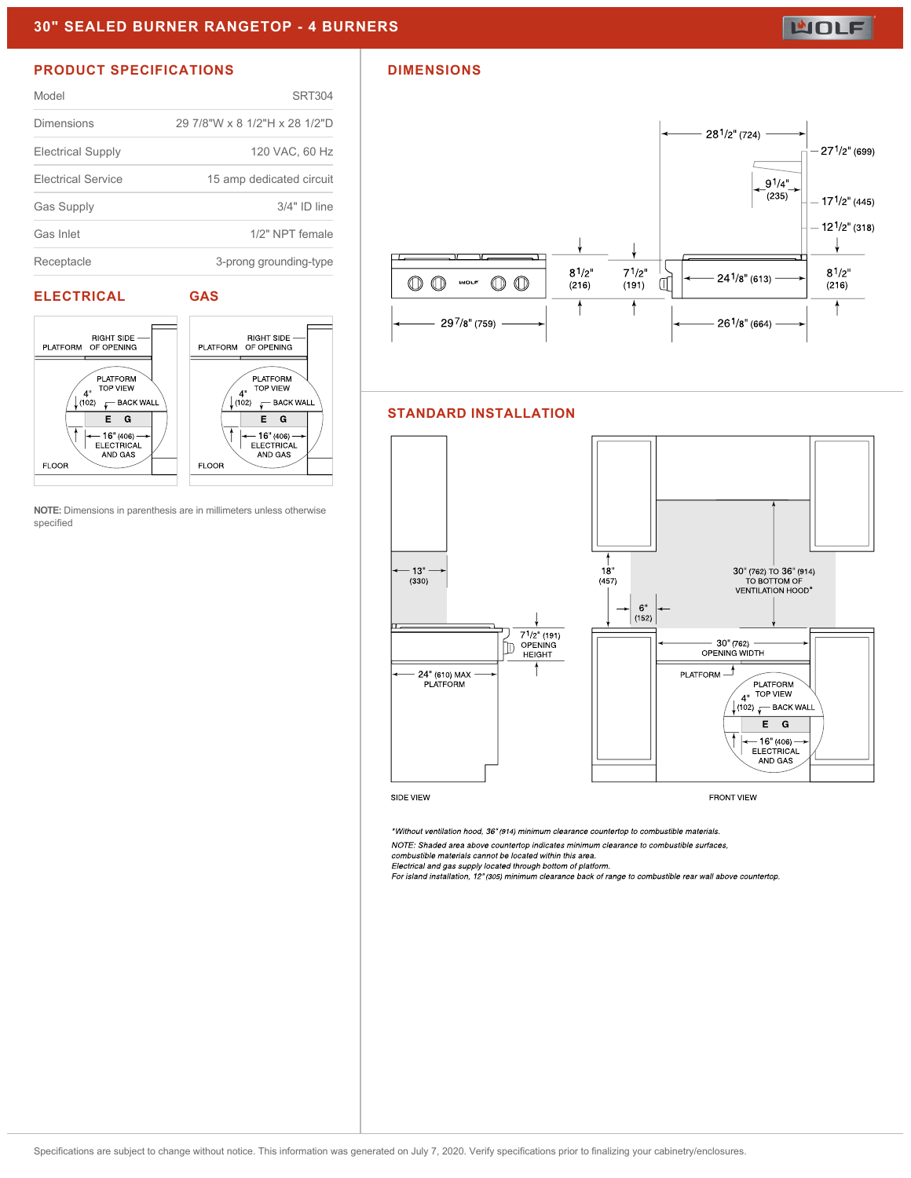# 30" SEALED BURNER RANGETOP - 4 BURNERS

## PRODUCT SPECIFICATIONS

| | |
|---|---|
| Model | SRT304 |
| Dimensions | 29 7/8"W x 8 1/2"H x 28 1/2"D |
| Electrical Supply | 120 VAC, 60 Hz |
| Electrical Service | 15 amp dedicated circuit |
| Gas Supply | 3/4" ID line |
| Gas Inlet | 1/2" NPT female |
| Receptacle | 3-prong grounding-type |

## ELECTRICAL

RIGHT SIDE OF OPENING
PLATFORM
PLATFORM TOP VIEW
4" (102)
BACK WALL
E G
16" (406) ELECTRICAL AND GAS
FLOOR

## GAS

RIGHT SIDE OF OPENING
PLATFORM
PLATFORM TOP VIEW
4" (102)
BACK WALL
E G
16" (406) ELECTRICAL AND GAS
FLOOR

**NOTE:** Dimensions in parenthesis are in millimeters unless otherwise specified

## DIMENSIONS

28 1/2" (724)
27 1/2" (699)
9 1/4" (235)
17 1/2" (445)
12 1/2" (318)
8 1/2" (216)
7 1/2" (191)
24 1/8" (613)
8 1/2" (216)
29 7/8" (759)
26 1/8" (664)

## STANDARD INSTALLATION

13" (330)
7 1/2" (191) OPENING HEIGHT
24" (610) MAX PLATFORM
SIDE VIEW

18" (457)
30" (762) TO 36" (914) TO BOTTOM OF VENTILATION HOOD*
6" (152)
30" (762) OPENING WIDTH
PLATFORM
PLATFORM TOP VIEW
4" (102)
BACK WALL
E G
16" (406) ELECTRICAL AND GAS
FRONT VIEW

*\*Without ventilation hood, 36" (914) minimum clearance countertop to combustible materials.*

*NOTE: Shaded area above countertop indicates minimum clearance to combustible surfaces, combustible materials cannot be located within this area.*

*Electrical and gas supply located through bottom of platform.*

*For island installation, 12" (305) minimum clearance back of range to combustible rear wall above countertop.*

Specifications are subject to change without notice. This information was generated on July 7, 2020. Verify specifications prior to finalizing your cabinetry/enclosures.